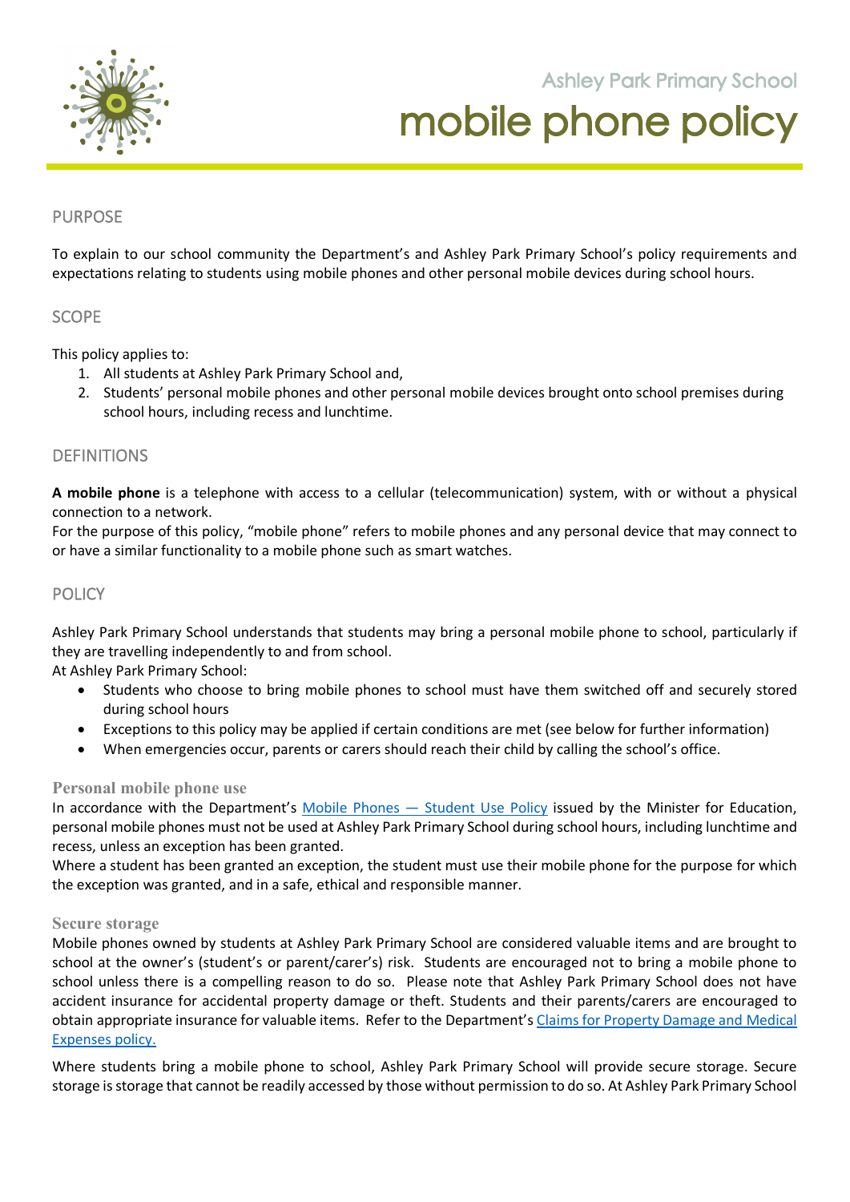Ashley Park Primary School

# mobile phone policy

## PURPOSE

To explain to our school community the Department's and Ashley Park Primary School's policy requirements and expectations relating to students using mobile phones and other personal mobile devices during school hours.

## SCOPE

This policy applies to:

1. All students at Ashley Park Primary School and,
2. Students' personal mobile phones and other personal mobile devices brought onto school premises during school hours, including recess and lunchtime.

## DEFINITIONS

**A mobile phone** is a telephone with access to a cellular (telecommunication) system, with or without a physical connection to a network.
For the purpose of this policy, "mobile phone" refers to mobile phones and any personal device that may connect to or have a similar functionality to a mobile phone such as smart watches.

## POLICY

Ashley Park Primary School understands that students may bring a personal mobile phone to school, particularly if they are travelling independently to and from school.
At Ashley Park Primary School:

- Students who choose to bring mobile phones to school must have them switched off and securely stored during school hours
- Exceptions to this policy may be applied if certain conditions are met (see below for further information)
- When emergencies occur, parents or carers should reach their child by calling the school's office.

### Personal mobile phone use

In accordance with the Department's Mobile Phones — Student Use Policy issued by the Minister for Education, personal mobile phones must not be used at Ashley Park Primary School during school hours, including lunchtime and recess, unless an exception has been granted.
Where a student has been granted an exception, the student must use their mobile phone for the purpose for which the exception was granted, and in a safe, ethical and responsible manner.

### Secure storage

Mobile phones owned by students at Ashley Park Primary School are considered valuable items and are brought to school at the owner's (student's or parent/carer's) risk. Students are encouraged not to bring a mobile phone to school unless there is a compelling reason to do so. Please note that Ashley Park Primary School does not have accident insurance for accidental property damage or theft. Students and their parents/carers are encouraged to obtain appropriate insurance for valuable items. Refer to the Department's Claims for Property Damage and Medical Expenses policy.

Where students bring a mobile phone to school, Ashley Park Primary School will provide secure storage. Secure storage is storage that cannot be readily accessed by those without permission to do so. At Ashley Park Primary School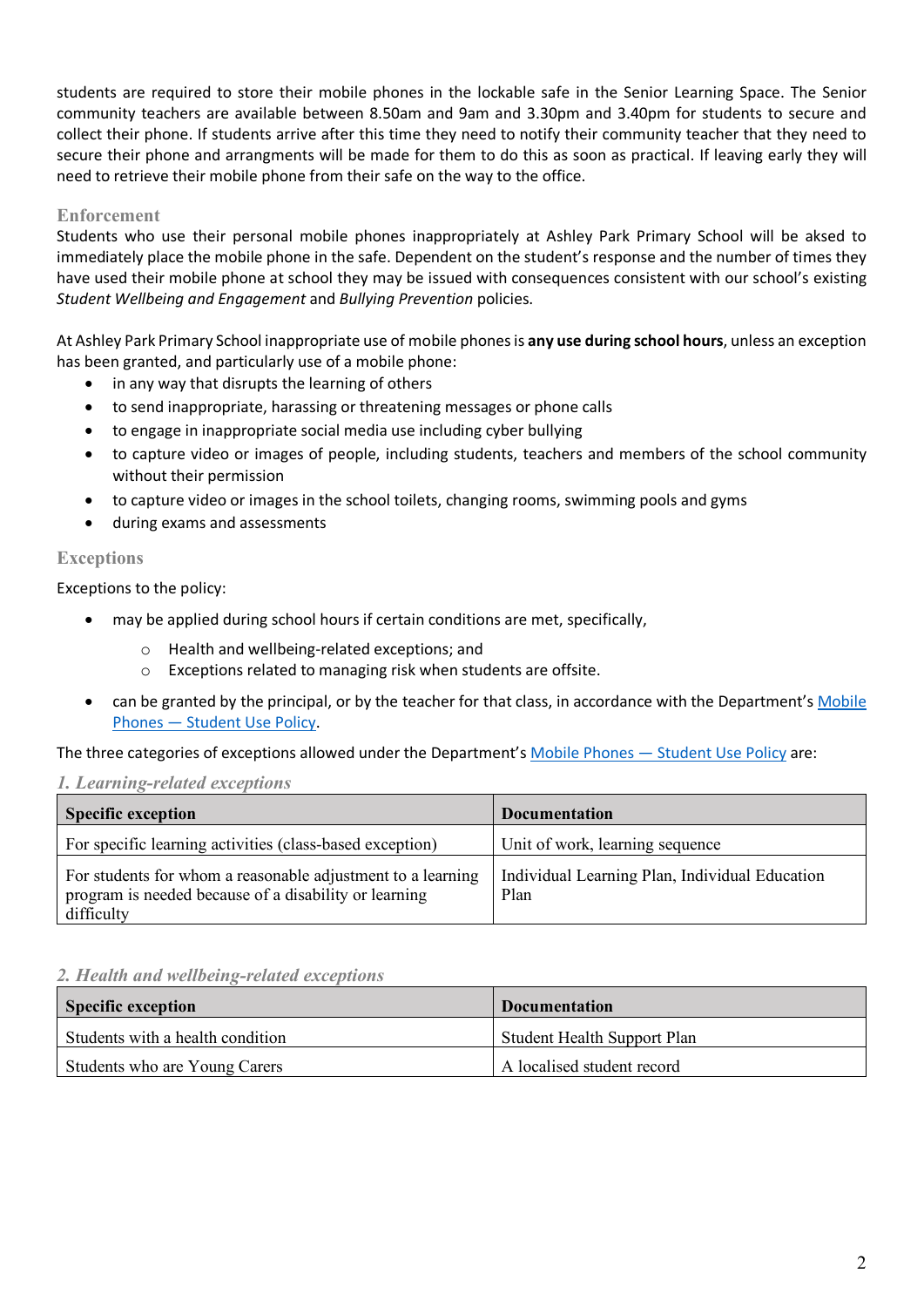students are required to store their mobile phones in the lockable safe in the Senior Learning Space. The Senior community teachers are available between 8.50am and 9am and 3.30pm and 3.40pm for students to secure and collect their phone. If students arrive after this time they need to notify their community teacher that they need to secure their phone and arrangments will be made for them to do this as soon as practical. If leaving early they will need to retrieve their mobile phone from their safe on the way to the office.

### Enforcement

Students who use their personal mobile phones inappropriately at Ashley Park Primary School will be aksed to immediately place the mobile phone in the safe. Dependent on the student's response and the number of times they have used their mobile phone at school they may be issued with consequences consistent with our school's existing *Student Wellbeing and Engagement* and *Bullying Prevention* policies.

At Ashley Park Primary School inappropriate use of mobile phones is **any use during school hours**, unless an exception has been granted, and particularly use of a mobile phone:

- in any way that disrupts the learning of others
- to send inappropriate, harassing or threatening messages or phone calls
- to engage in inappropriate social media use including cyber bullying
- to capture video or images of people, including students, teachers and members of the school community without their permission
- to capture video or images in the school toilets, changing rooms, swimming pools and gyms
- during exams and assessments

### Exceptions

Exceptions to the policy:

- may be applied during school hours if certain conditions are met, specifically,
  - Health and wellbeing-related exceptions; and
  - Exceptions related to managing risk when students are offsite.
- can be granted by the principal, or by the teacher for that class, in accordance with the Department's Mobile Phones — Student Use Policy.

The three categories of exceptions allowed under the Department's Mobile Phones — Student Use Policy are:

*1. Learning-related exceptions*

| Specific exception | Documentation |
|---|---|
| For specific learning activities (class-based exception) | Unit of work, learning sequence |
| For students for whom a reasonable adjustment to a learning program is needed because of a disability or learning difficulty | Individual Learning Plan, Individual Education Plan |

*2. Health and wellbeing-related exceptions*

| Specific exception | Documentation |
|---|---|
| Students with a health condition | Student Health Support Plan |
| Students who are Young Carers | A localised student record |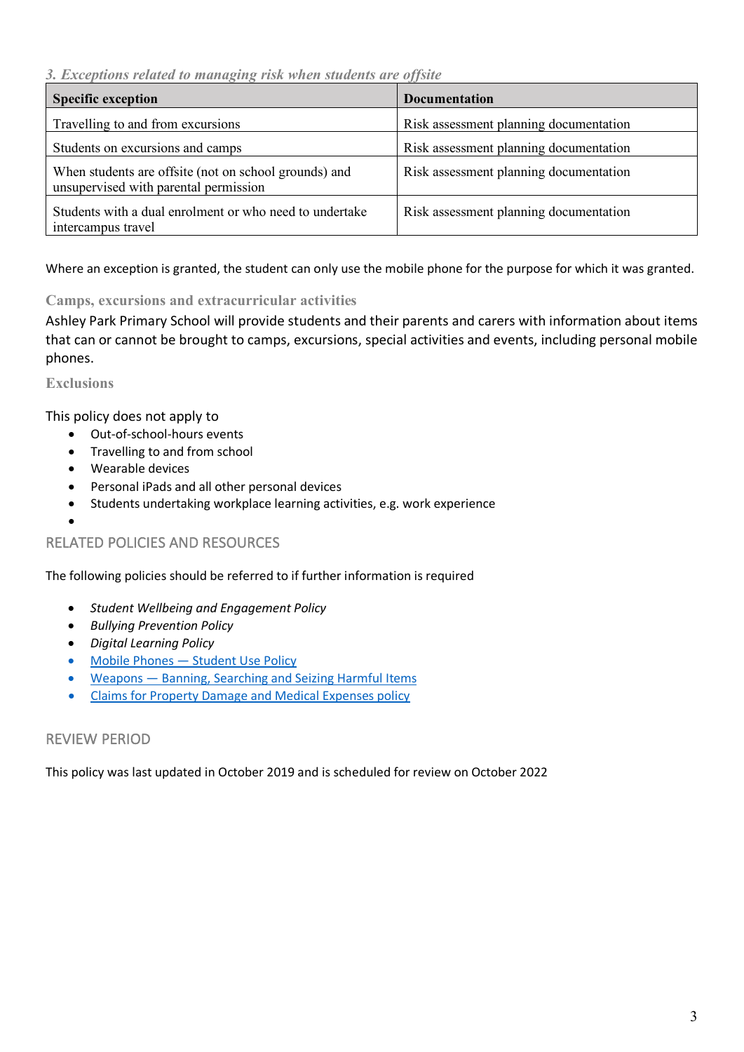*3. Exceptions related to managing risk when students are offsite*

| Specific exception | Documentation |
|---|---|
| Travelling to and from excursions | Risk assessment planning documentation |
| Students on excursions and camps | Risk assessment planning documentation |
| When students are offsite (not on school grounds) and unsupervised with parental permission | Risk assessment planning documentation |
| Students with a dual enrolment or who need to undertake intercampus travel | Risk assessment planning documentation |

Where an exception is granted, the student can only use the mobile phone for the purpose for which it was granted.

### Camps, excursions and extracurricular activities

Ashley Park Primary School will provide students and their parents and carers with information about items that can or cannot be brought to camps, excursions, special activities and events, including personal mobile phones.

### Exclusions

This policy does not apply to

- Out-of-school-hours events
- Travelling to and from school
- Wearable devices
- Personal iPads and all other personal devices
- Students undertaking workplace learning activities, e.g. work experience

## RELATED POLICIES AND RESOURCES

The following policies should be referred to if further information is required

- *Student Wellbeing and Engagement Policy*
- *Bullying Prevention Policy*
- *Digital Learning Policy*
- Mobile Phones — Student Use Policy
- Weapons — Banning, Searching and Seizing Harmful Items
- Claims for Property Damage and Medical Expenses policy

## REVIEW PERIOD

This policy was last updated in October 2019 and is scheduled for review on October 2022